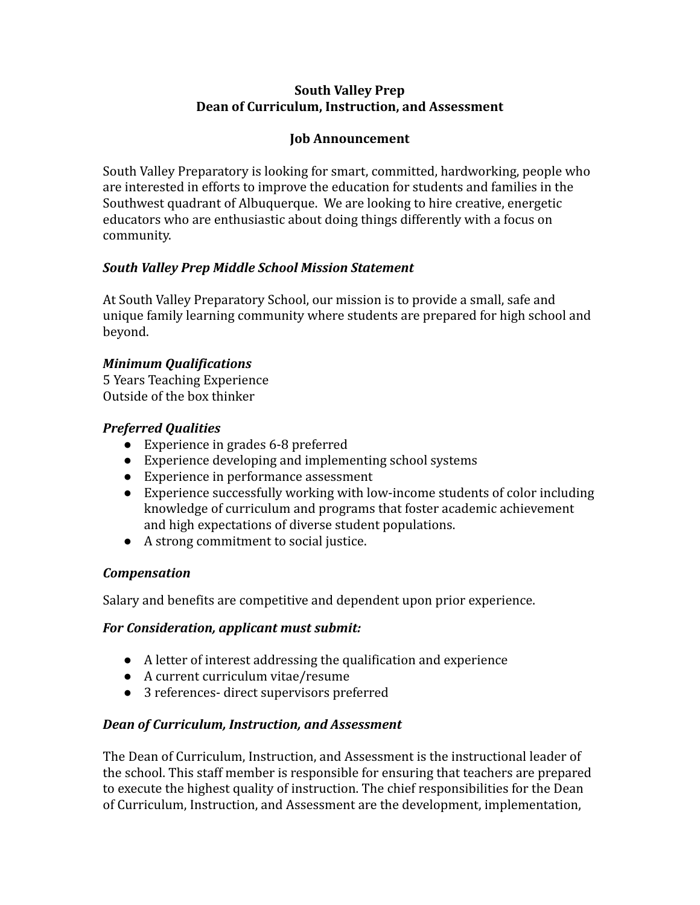# South Valley Prep
# Dean of Curriculum, Instruction, and Assessment

## Job Announcement

South Valley Preparatory is looking for smart, committed, hardworking, people who are interested in efforts to improve the education for students and families in the Southwest quadrant of Albuquerque. We are looking to hire creative, energetic educators who are enthusiastic about doing things differently with a focus on community.

### *South Valley Prep Middle School Mission Statement*

At South Valley Preparatory School, our mission is to provide a small, safe and unique family learning community where students are prepared for high school and beyond.

### *Minimum Qualifications*

5 Years Teaching Experience
Outside of the box thinker

### *Preferred Qualities*

- Experience in grades 6-8 preferred
- Experience developing and implementing school systems
- Experience in performance assessment
- Experience successfully working with low-income students of color including knowledge of curriculum and programs that foster academic achievement and high expectations of diverse student populations.
- A strong commitment to social justice.

### *Compensation*

Salary and benefits are competitive and dependent upon prior experience.

### *For Consideration, applicant must submit:*

- A letter of interest addressing the qualification and experience
- A current curriculum vitae/resume
- 3 references- direct supervisors preferred

### *Dean of Curriculum, Instruction, and Assessment*

The Dean of Curriculum, Instruction, and Assessment is the instructional leader of the school. This staff member is responsible for ensuring that teachers are prepared to execute the highest quality of instruction. The chief responsibilities for the Dean of Curriculum, Instruction, and Assessment are the development, implementation,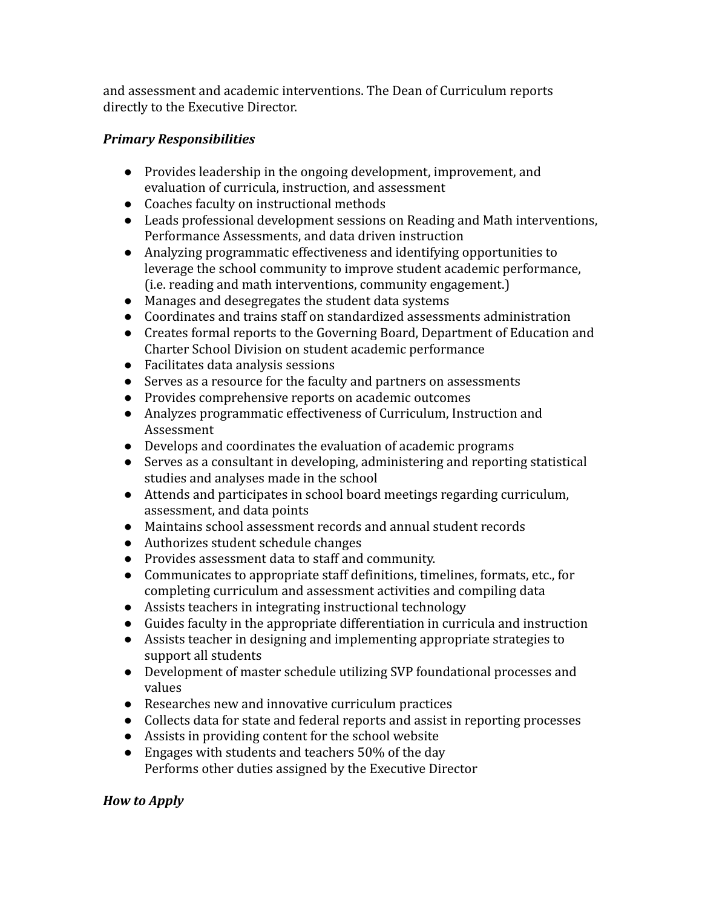and assessment and academic interventions. The Dean of Curriculum reports directly to the Executive Director.

***Primary Responsibilities***

- Provides leadership in the ongoing development, improvement, and evaluation of curricula, instruction, and assessment
- Coaches faculty on instructional methods
- Leads professional development sessions on Reading and Math interventions, Performance Assessments, and data driven instruction
- Analyzing programmatic effectiveness and identifying opportunities to leverage the school community to improve student academic performance, (i.e. reading and math interventions, community engagement.)
- Manages and desegregates the student data systems
- Coordinates and trains staff on standardized assessments administration
- Creates formal reports to the Governing Board, Department of Education and Charter School Division on student academic performance
- Facilitates data analysis sessions
- Serves as a resource for the faculty and partners on assessments
- Provides comprehensive reports on academic outcomes
- Analyzes programmatic effectiveness of Curriculum, Instruction and Assessment
- Develops and coordinates the evaluation of academic programs
- Serves as a consultant in developing, administering and reporting statistical studies and analyses made in the school
- Attends and participates in school board meetings regarding curriculum, assessment, and data points
- Maintains school assessment records and annual student records
- Authorizes student schedule changes
- Provides assessment data to staff and community.
- Communicates to appropriate staff definitions, timelines, formats, etc., for completing curriculum and assessment activities and compiling data
- Assists teachers in integrating instructional technology
- Guides faculty in the appropriate differentiation in curricula and instruction
- Assists teacher in designing and implementing appropriate strategies to support all students
- Development of master schedule utilizing SVP foundational processes and values
- Researches new and innovative curriculum practices
- Collects data for state and federal reports and assist in reporting processes
- Assists in providing content for the school website
- Engages with students and teachers 50% of the day
  Performs other duties assigned by the Executive Director

***How to Apply***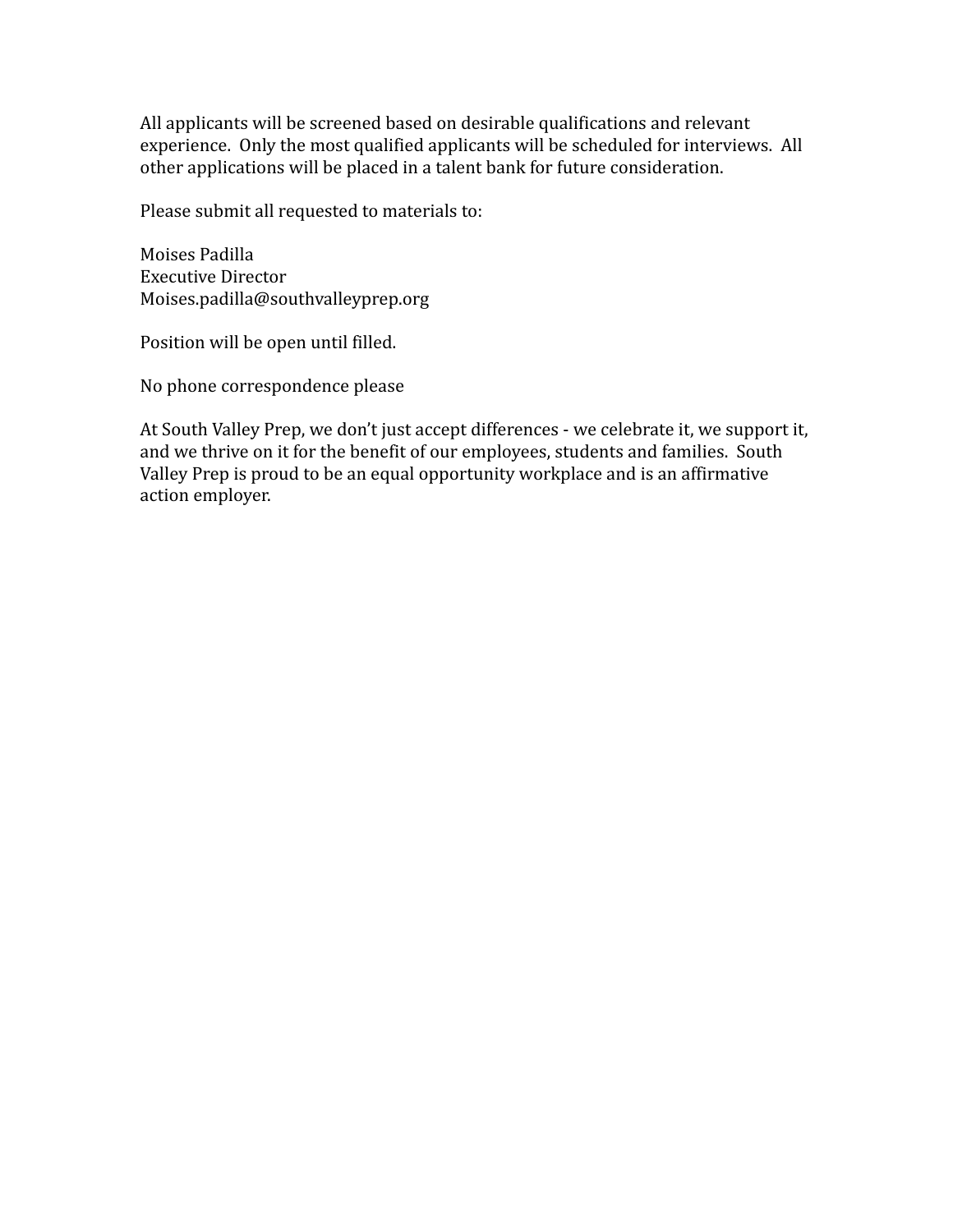All applicants will be screened based on desirable qualifications and relevant experience. Only the most qualified applicants will be scheduled for interviews. All other applications will be placed in a talent bank for future consideration.

Please submit all requested to materials to:

Moises Padilla
Executive Director
Moises.padilla@southvalleyprep.org

Position will be open until filled.

No phone correspondence please

At South Valley Prep, we don't just accept differences - we celebrate it, we support it, and we thrive on it for the benefit of our employees, students and families. South Valley Prep is proud to be an equal opportunity workplace and is an affirmative action employer.